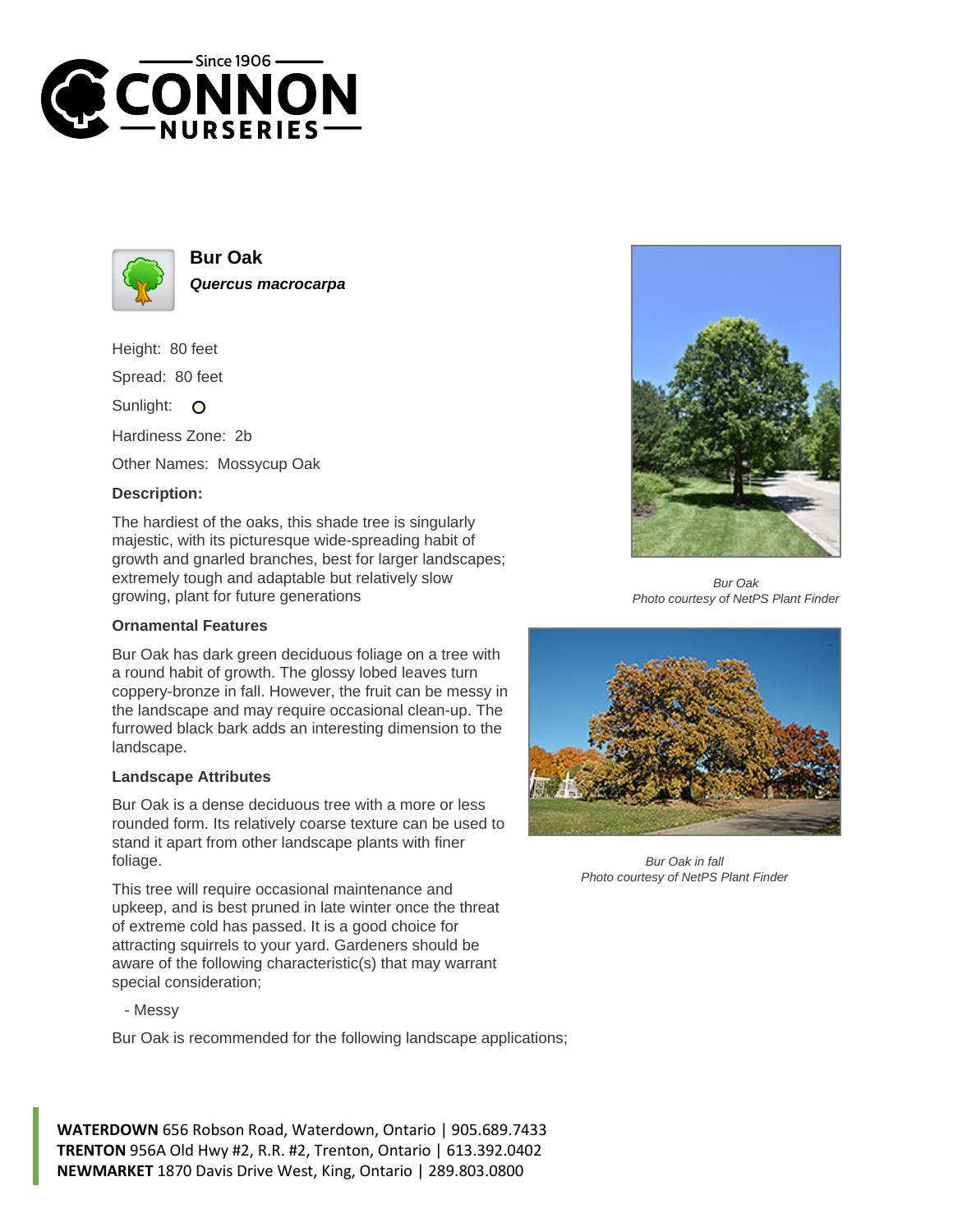# Bur Oak

***Quercus macrocarpa***

Height: 80 feet

Spread: 80 feet

Sunlight: O

Hardiness Zone: 2b

Other Names: Mossycup Oak

**Description:**

The hardiest of the oaks, this shade tree is singularly majestic, with its picturesque wide-spreading habit of growth and gnarled branches, best for larger landscapes; extremely tough and adaptable but relatively slow growing, plant for future generations

### Ornamental Features

Bur Oak has dark green deciduous foliage on a tree with a round habit of growth. The glossy lobed leaves turn coppery-bronze in fall. However, the fruit can be messy in the landscape and may require occasional clean-up. The furrowed black bark adds an interesting dimension to the landscape.

### Landscape Attributes

Bur Oak is a dense deciduous tree with a more or less rounded form. Its relatively coarse texture can be used to stand it apart from other landscape plants with finer foliage.

This tree will require occasional maintenance and upkeep, and is best pruned in late winter once the threat of extreme cold has passed. It is a good choice for attracting squirrels to your yard. Gardeners should be aware of the following characteristic(s) that may warrant special consideration;

- Messy

Bur Oak is recommended for the following landscape applications;

*Bur Oak*
*Photo courtesy of NetPS Plant Finder*

*Bur Oak in fall*
*Photo courtesy of NetPS Plant Finder*

**WATERDOWN** 656 Robson Road, Waterdown, Ontario | 905.689.7433
**TRENTON** 956A Old Hwy #2, R.R. #2, Trenton, Ontario | 613.392.0402
**NEWMARKET** 1870 Davis Drive West, King, Ontario | 289.803.0800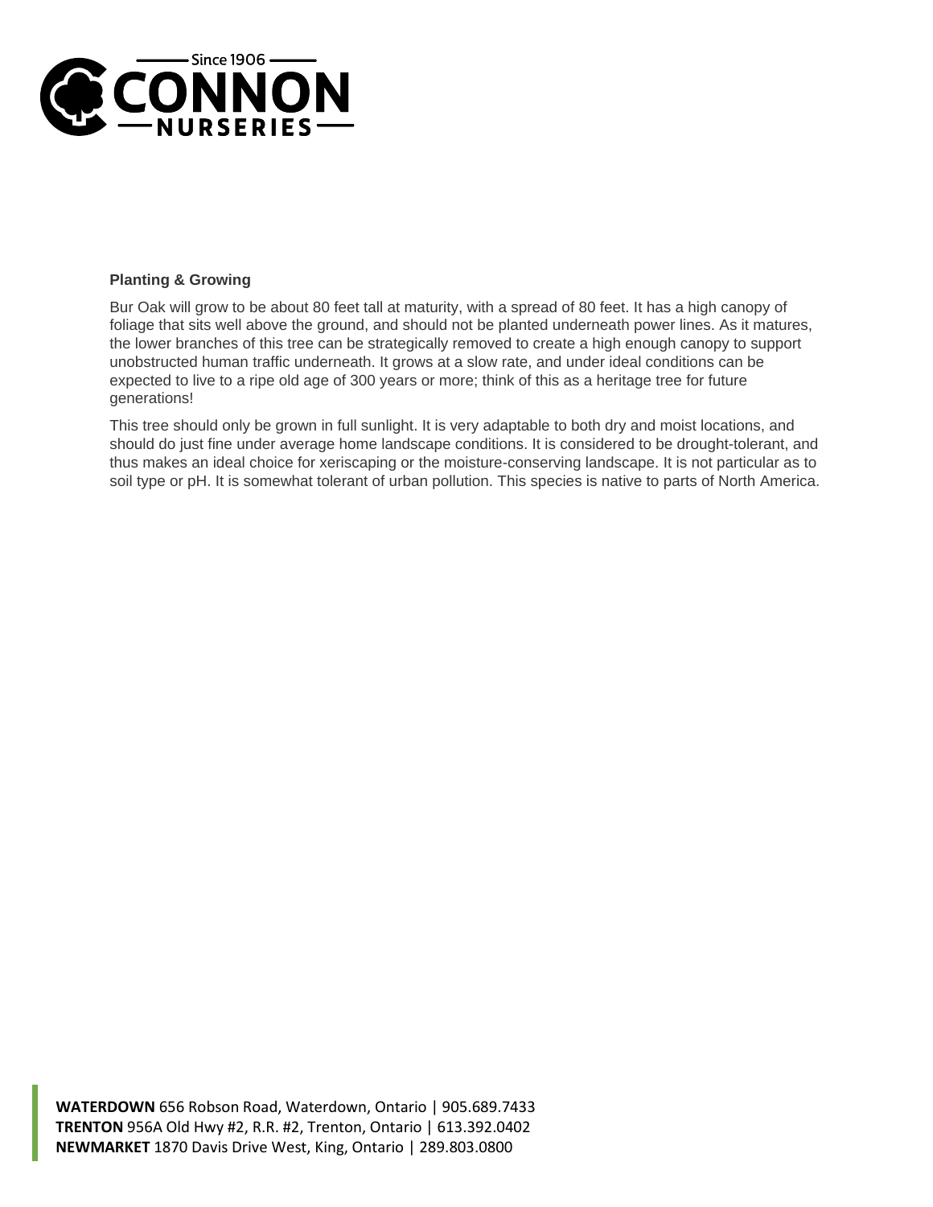### Planting & Growing

Bur Oak will grow to be about 80 feet tall at maturity, with a spread of 80 feet. It has a high canopy of foliage that sits well above the ground, and should not be planted underneath power lines. As it matures, the lower branches of this tree can be strategically removed to create a high enough canopy to support unobstructed human traffic underneath. It grows at a slow rate, and under ideal conditions can be expected to live to a ripe old age of 300 years or more; think of this as a heritage tree for future generations!

This tree should only be grown in full sunlight. It is very adaptable to both dry and moist locations, and should do just fine under average home landscape conditions. It is considered to be drought-tolerant, and thus makes an ideal choice for xeriscaping or the moisture-conserving landscape. It is not particular as to soil type or pH. It is somewhat tolerant of urban pollution. This species is native to parts of North America.